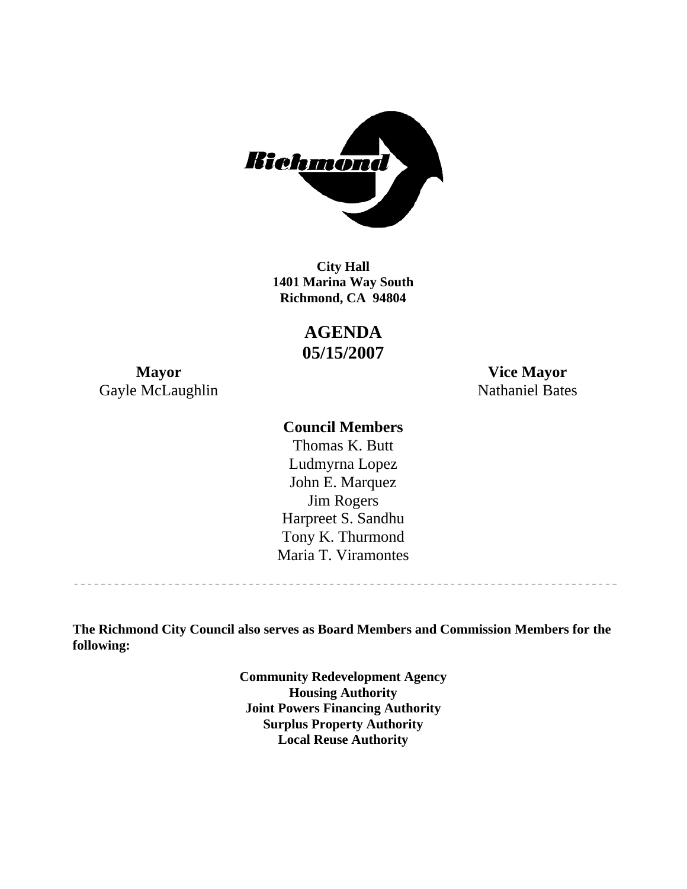**City Hall**
**1401 Marina Way South**
**Richmond, CA 94804**

# AGENDA
# 05/15/2007

**Mayor**
Gayle McLaughlin

**Vice Mayor**
Nathaniel Bates

**Council Members**

Thomas K. Butt
Ludmyrna Lopez
John E. Marquez
Jim Rogers
Harpreet S. Sandhu
Tony K. Thurmond
Maria T. Viramontes

---

**The Richmond City Council also serves as Board Members and Commission Members for the following:**

**Community Redevelopment Agency**
**Housing Authority**
**Joint Powers Financing Authority**
**Surplus Property Authority**
**Local Reuse Authority**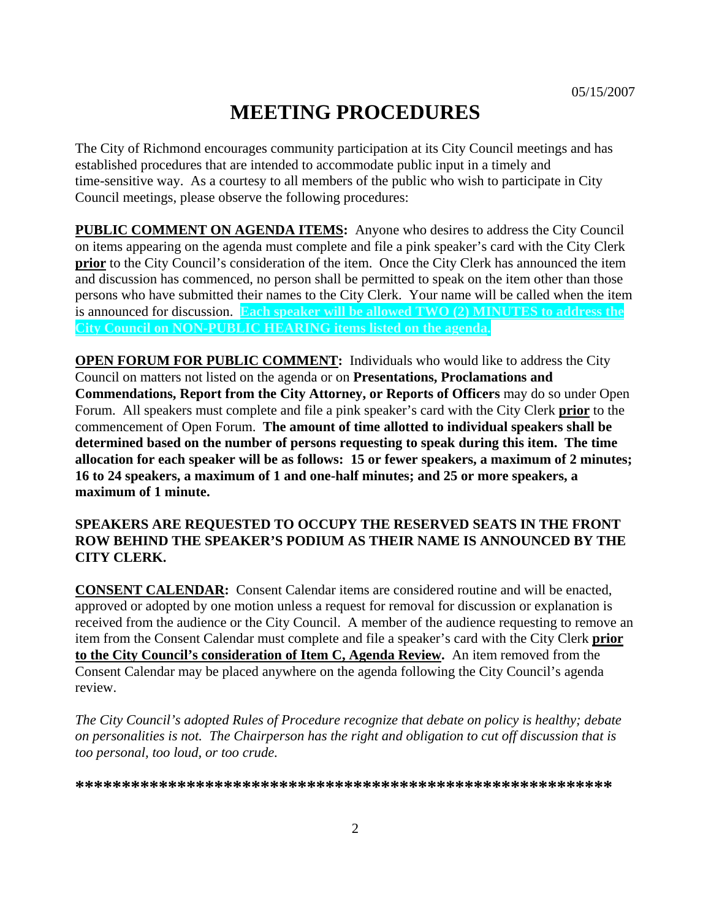05/15/2007

# MEETING PROCEDURES

The City of Richmond encourages community participation at its City Council meetings and has established procedures that are intended to accommodate public input in a timely and time-sensitive way. As a courtesy to all members of the public who wish to participate in City Council meetings, please observe the following procedures:

**PUBLIC COMMENT ON AGENDA ITEMS:** Anyone who desires to address the City Council on items appearing on the agenda must complete and file a pink speaker's card with the City Clerk **prior** to the City Council's consideration of the item. Once the City Clerk has announced the item and discussion has commenced, no person shall be permitted to speak on the item other than those persons who have submitted their names to the City Clerk. Your name will be called when the item is announced for discussion. **Each speaker will be allowed TWO (2) MINUTES to address the City Council on NON-PUBLIC HEARING items listed on the agenda.**

**OPEN FORUM FOR PUBLIC COMMENT:** Individuals who would like to address the City Council on matters not listed on the agenda or on **Presentations, Proclamations and Commendations, Report from the City Attorney, or Reports of Officers** may do so under Open Forum. All speakers must complete and file a pink speaker's card with the City Clerk **prior** to the commencement of Open Forum. **The amount of time allotted to individual speakers shall be determined based on the number of persons requesting to speak during this item. The time allocation for each speaker will be as follows: 15 or fewer speakers, a maximum of 2 minutes; 16 to 24 speakers, a maximum of 1 and one-half minutes; and 25 or more speakers, a maximum of 1 minute.**

**SPEAKERS ARE REQUESTED TO OCCUPY THE RESERVED SEATS IN THE FRONT ROW BEHIND THE SPEAKER'S PODIUM AS THEIR NAME IS ANNOUNCED BY THE CITY CLERK.**

**CONSENT CALENDAR:** Consent Calendar items are considered routine and will be enacted, approved or adopted by one motion unless a request for removal for discussion or explanation is received from the audience or the City Council. A member of the audience requesting to remove an item from the Consent Calendar must complete and file a speaker's card with the City Clerk **prior to the City Council's consideration of Item C, Agenda Review.** An item removed from the Consent Calendar may be placed anywhere on the agenda following the City Council's agenda review.

*The City Council's adopted Rules of Procedure recognize that debate on policy is healthy; debate on personalities is not. The Chairperson has the right and obligation to cut off discussion that is too personal, too loud, or too crude.*

**\*\*\*\*\*\*\*\*\*\*\*\*\*\*\*\*\*\*\*\*\*\*\*\*\*\*\*\*\*\*\*\*\*\*\*\*\*\*\*\*\*\*\*\*\*\*\*\*\*\*\*\*\*\*\*\*\*\***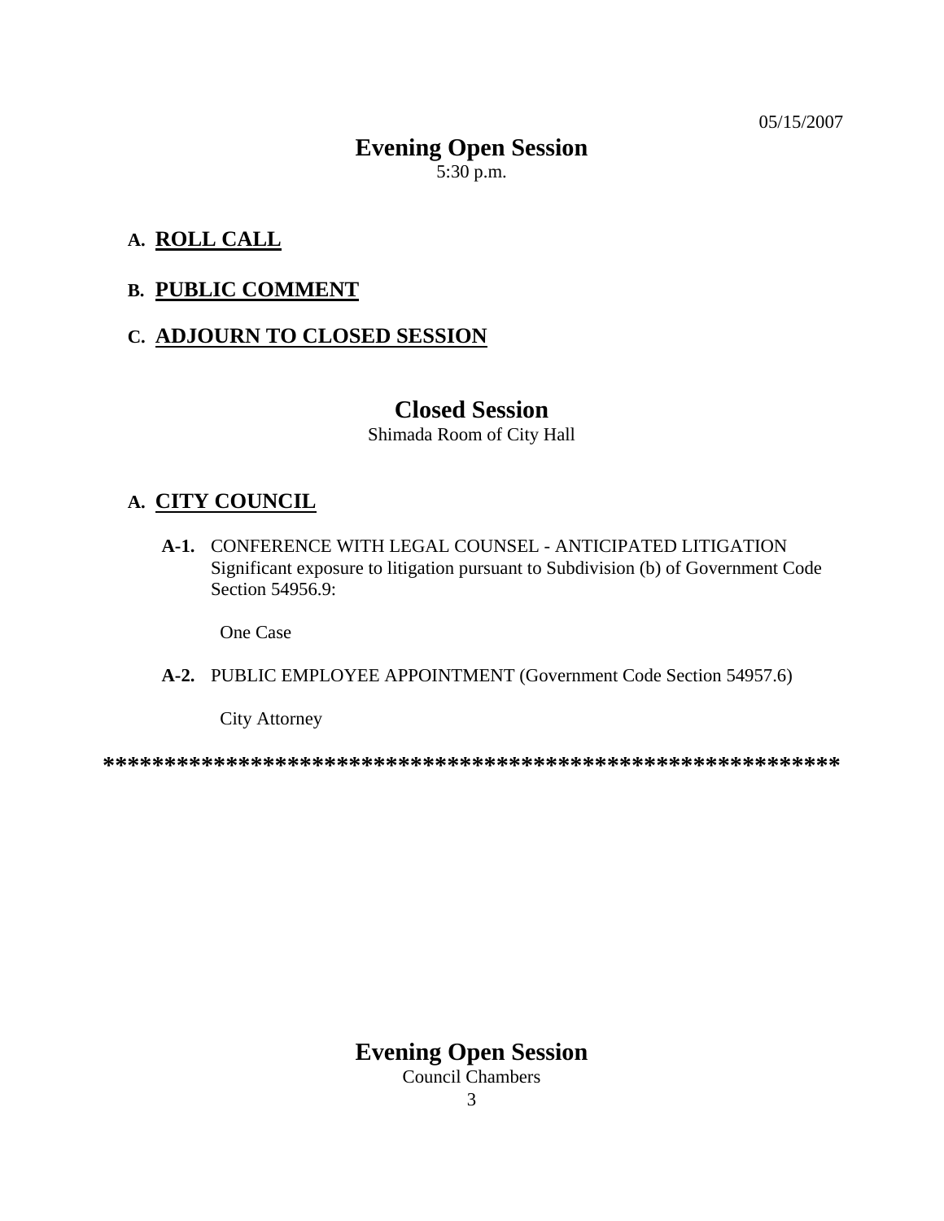05/15/2007

# Evening Open Session

5:30 p.m.

**A. ROLL CALL**

**B. PUBLIC COMMENT**

**C. ADJOURN TO CLOSED SESSION**

# Closed Session

Shimada Room of City Hall

**A. CITY COUNCIL**

**A-1.** CONFERENCE WITH LEGAL COUNSEL - ANTICIPATED LITIGATION Significant exposure to litigation pursuant to Subdivision (b) of Government Code Section 54956.9:

One Case

**A-2.** PUBLIC EMPLOYEE APPOINTMENT (Government Code Section 54957.6)

City Attorney

************************************************************

# Evening Open Session

Council Chambers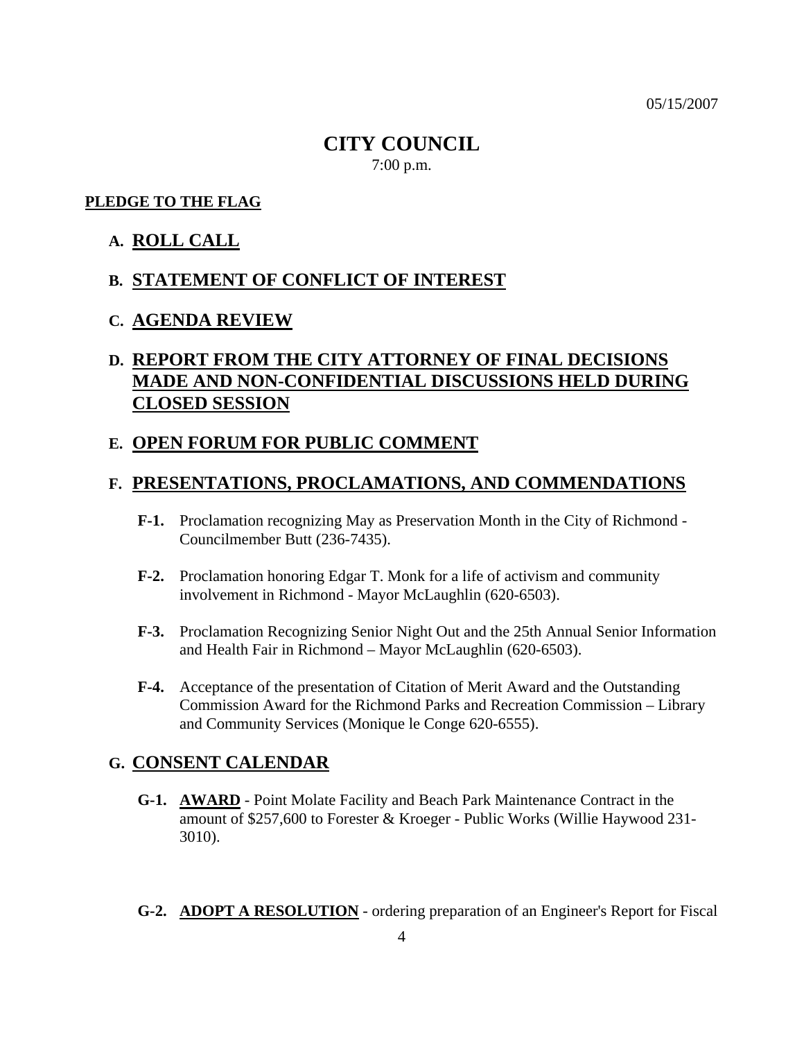05/15/2007

# CITY COUNCIL

7:00 p.m.

**PLEDGE TO THE FLAG**

## A. ROLL CALL

## B. STATEMENT OF CONFLICT OF INTEREST

## C. AGENDA REVIEW

## D. REPORT FROM THE CITY ATTORNEY OF FINAL DECISIONS MADE AND NON-CONFIDENTIAL DISCUSSIONS HELD DURING CLOSED SESSION

## E. OPEN FORUM FOR PUBLIC COMMENT

## F. PRESENTATIONS, PROCLAMATIONS, AND COMMENDATIONS

**F-1.** Proclamation recognizing May as Preservation Month in the City of Richmond - Councilmember Butt (236-7435).

**F-2.** Proclamation honoring Edgar T. Monk for a life of activism and community involvement in Richmond - Mayor McLaughlin (620-6503).

**F-3.** Proclamation Recognizing Senior Night Out and the 25th Annual Senior Information and Health Fair in Richmond – Mayor McLaughlin (620-6503).

**F-4.** Acceptance of the presentation of Citation of Merit Award and the Outstanding Commission Award for the Richmond Parks and Recreation Commission – Library and Community Services (Monique le Conge 620-6555).

## G. CONSENT CALENDAR

**G-1.** **AWARD** - Point Molate Facility and Beach Park Maintenance Contract in the amount of $257,600 to Forester & Kroeger - Public Works (Willie Haywood 231-3010).

**G-2.** **ADOPT A RESOLUTION** - ordering preparation of an Engineer's Report for Fiscal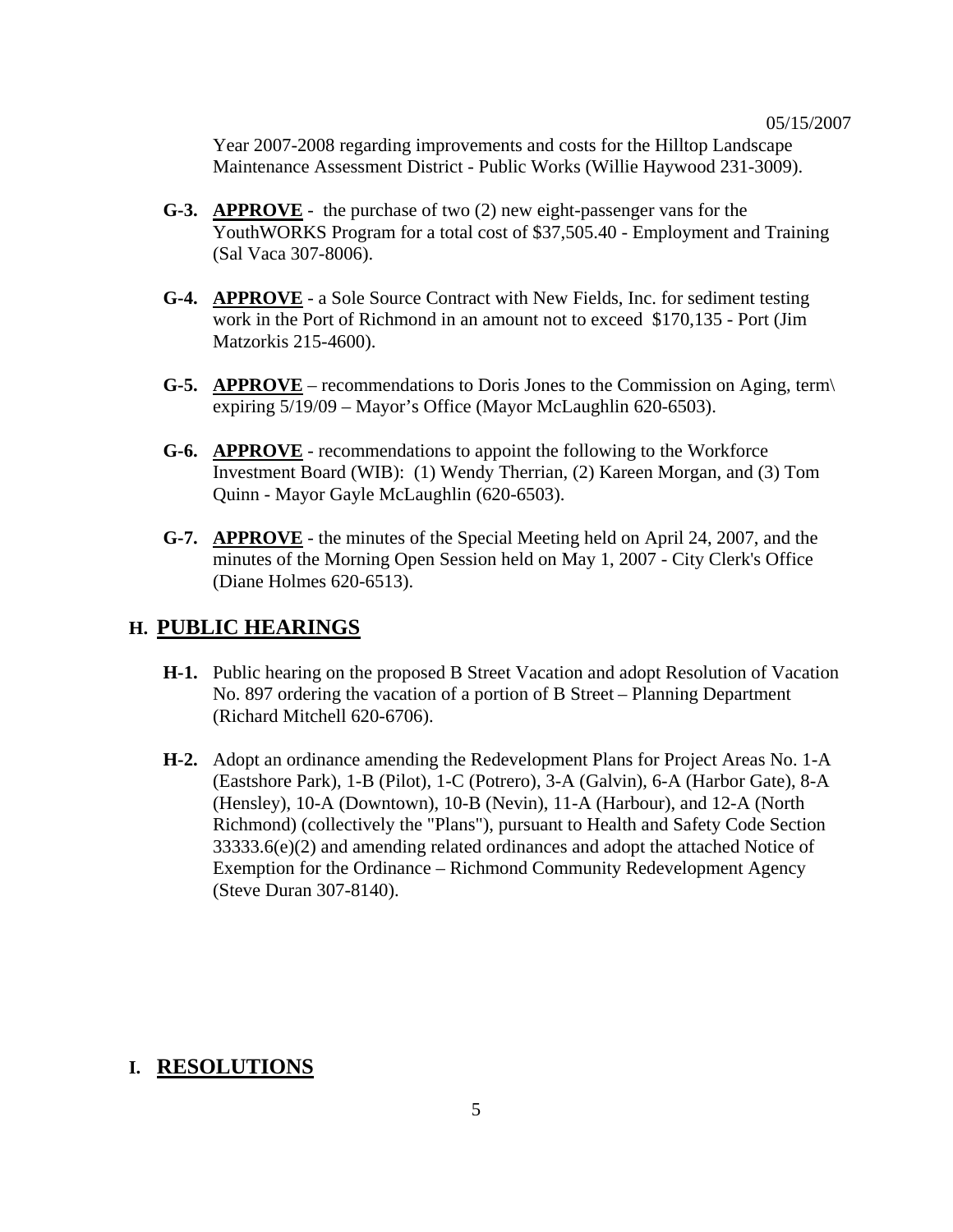Year 2007-2008 regarding improvements and costs for the Hilltop Landscape Maintenance Assessment District - Public Works (Willie Haywood 231-3009).

**G-3.** **APPROVE** - the purchase of two (2) new eight-passenger vans for the YouthWORKS Program for a total cost of $37,505.40 - Employment and Training (Sal Vaca 307-8006).

**G-4.** **APPROVE** - a Sole Source Contract with New Fields, Inc. for sediment testing work in the Port of Richmond in an amount not to exceed $170,135 - Port (Jim Matzorkis 215-4600).

**G-5.** **APPROVE** – recommendations to Doris Jones to the Commission on Aging, term\ expiring 5/19/09 – Mayor's Office (Mayor McLaughlin 620-6503).

**G-6.** **APPROVE** - recommendations to appoint the following to the Workforce Investment Board (WIB): (1) Wendy Therrian, (2) Kareen Morgan, and (3) Tom Quinn - Mayor Gayle McLaughlin (620-6503).

**G-7.** **APPROVE** - the minutes of the Special Meeting held on April 24, 2007, and the minutes of the Morning Open Session held on May 1, 2007 - City Clerk's Office (Diane Holmes 620-6513).

## H. PUBLIC HEARINGS

**H-1.** Public hearing on the proposed B Street Vacation and adopt Resolution of Vacation No. 897 ordering the vacation of a portion of B Street – Planning Department (Richard Mitchell 620-6706).

**H-2.** Adopt an ordinance amending the Redevelopment Plans for Project Areas No. 1-A (Eastshore Park), 1-B (Pilot), 1-C (Potrero), 3-A (Galvin), 6-A (Harbor Gate), 8-A (Hensley), 10-A (Downtown), 10-B (Nevin), 11-A (Harbour), and 12-A (North Richmond) (collectively the "Plans"), pursuant to Health and Safety Code Section 33333.6(e)(2) and amending related ordinances and adopt the attached Notice of Exemption for the Ordinance – Richmond Community Redevelopment Agency (Steve Duran 307-8140).

## I. RESOLUTIONS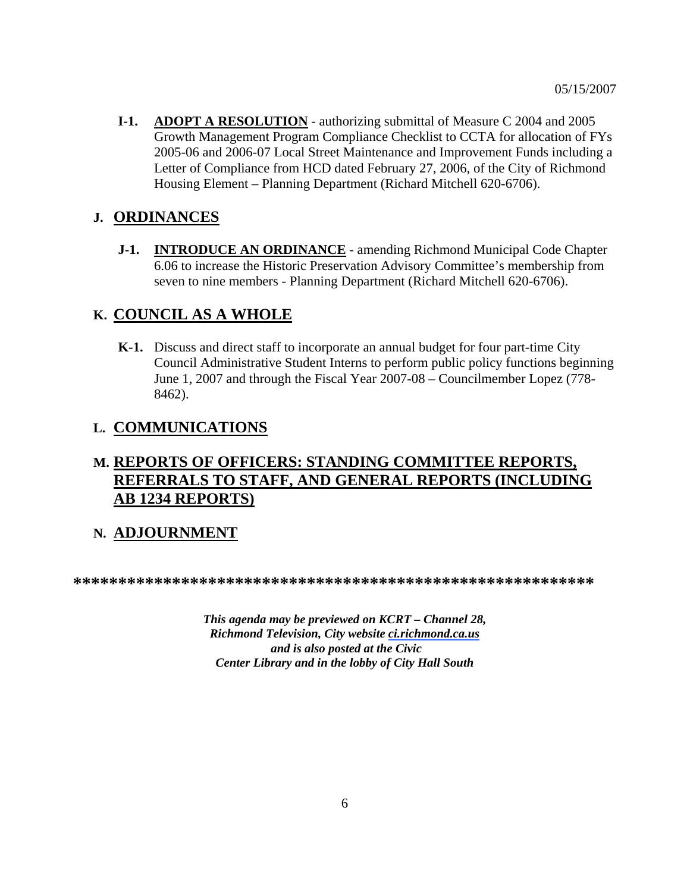**I-1.** **ADOPT A RESOLUTION** - authorizing submittal of Measure C 2004 and 2005 Growth Management Program Compliance Checklist to CCTA for allocation of FYs 2005-06 and 2006-07 Local Street Maintenance and Improvement Funds including a Letter of Compliance from HCD dated February 27, 2006, of the City of Richmond Housing Element – Planning Department (Richard Mitchell 620-6706).

## J. ORDINANCES

**J-1.** **INTRODUCE AN ORDINANCE** - amending Richmond Municipal Code Chapter 6.06 to increase the Historic Preservation Advisory Committee's membership from seven to nine members - Planning Department (Richard Mitchell 620-6706).

## K. COUNCIL AS A WHOLE

**K-1.** Discuss and direct staff to incorporate an annual budget for four part-time City Council Administrative Student Interns to perform public policy functions beginning June 1, 2007 and through the Fiscal Year 2007-08 – Councilmember Lopez (778-8462).

## L. COMMUNICATIONS

## M. REPORTS OF OFFICERS: STANDING COMMITTEE REPORTS, REFERRALS TO STAFF, AND GENERAL REPORTS (INCLUDING AB 1234 REPORTS)

## N. ADJOURNMENT

**************************************************************

***This agenda may be previewed on KCRT – Channel 28, Richmond Television, City website ci.richmond.ca.us and is also posted at the Civic Center Library and in the lobby of City Hall South***